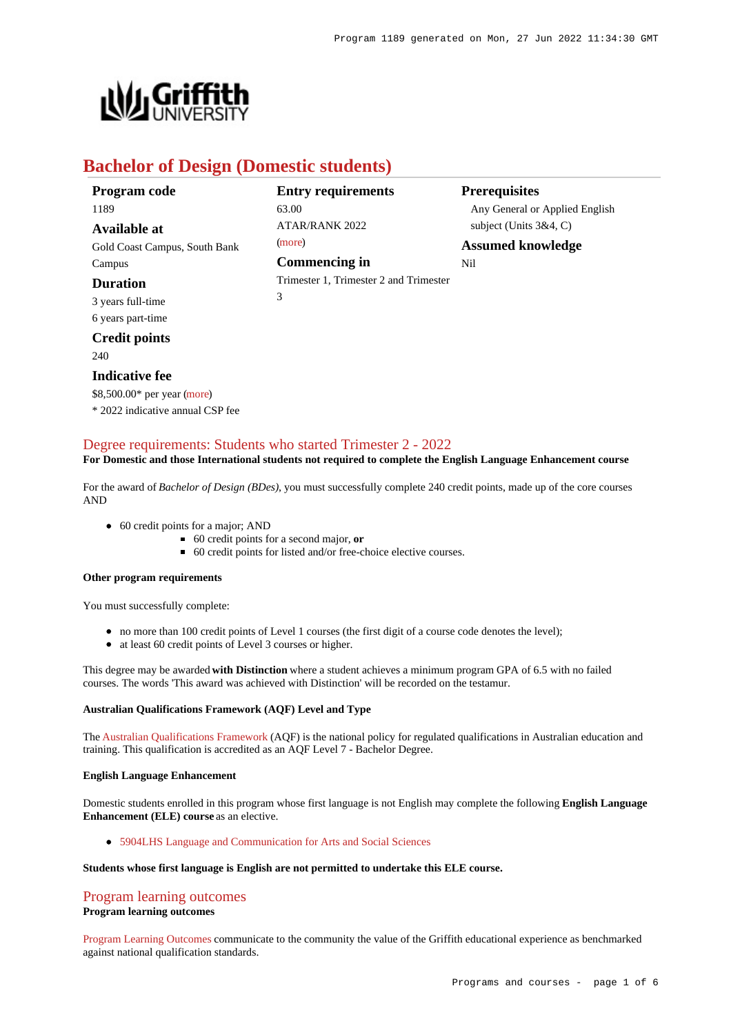# Bachelor of Design (Domestic students)

**Program code**
1189

**Available at**
Gold Coast Campus, South Bank Campus

**Duration**
3 years full-time
6 years part-time

**Credit points**
240

**Indicative fee**
$8,500.00* per year (more)
* 2022 indicative annual CSP fee

**Entry requirements**
63.00
ATAR/RANK 2022
(more)

**Commencing in**
Trimester 1, Trimester 2 and Trimester 3

**Prerequisites**
Any General or Applied English subject (Units 3&4, C)

**Assumed knowledge**
Nil

## Degree requirements: Students who started Trimester 2 - 2022

**For Domestic and those International students not required to complete the English Language Enhancement course**

For the award of *Bachelor of Design (BDes)*, you must successfully complete 240 credit points, made up of the core courses AND

- 60 credit points for a major; AND
  - 60 credit points for a second major, **or**
  - 60 credit points for listed and/or free-choice elective courses.

#### Other program requirements

You must successfully complete:

- no more than 100 credit points of Level 1 courses (the first digit of a course code denotes the level);
- at least 60 credit points of Level 3 courses or higher.

This degree may be awarded **with Distinction** where a student achieves a minimum program GPA of 6.5 with no failed courses. The words 'This award was achieved with Distinction' will be recorded on the testamur.

#### Australian Qualifications Framework (AQF) Level and Type

The Australian Qualifications Framework (AQF) is the national policy for regulated qualifications in Australian education and training. This qualification is accredited as an AQF Level 7 - Bachelor Degree.

#### English Language Enhancement

Domestic students enrolled in this program whose first language is not English may complete the following **English Language Enhancement (ELE) course** as an elective.

- 5904LHS Language and Communication for Arts and Social Sciences

**Students whose first language is English are not permitted to undertake this ELE course.**

## Program learning outcomes

**Program learning outcomes**

Program Learning Outcomes communicate to the community the value of the Griffith educational experience as benchmarked against national qualification standards.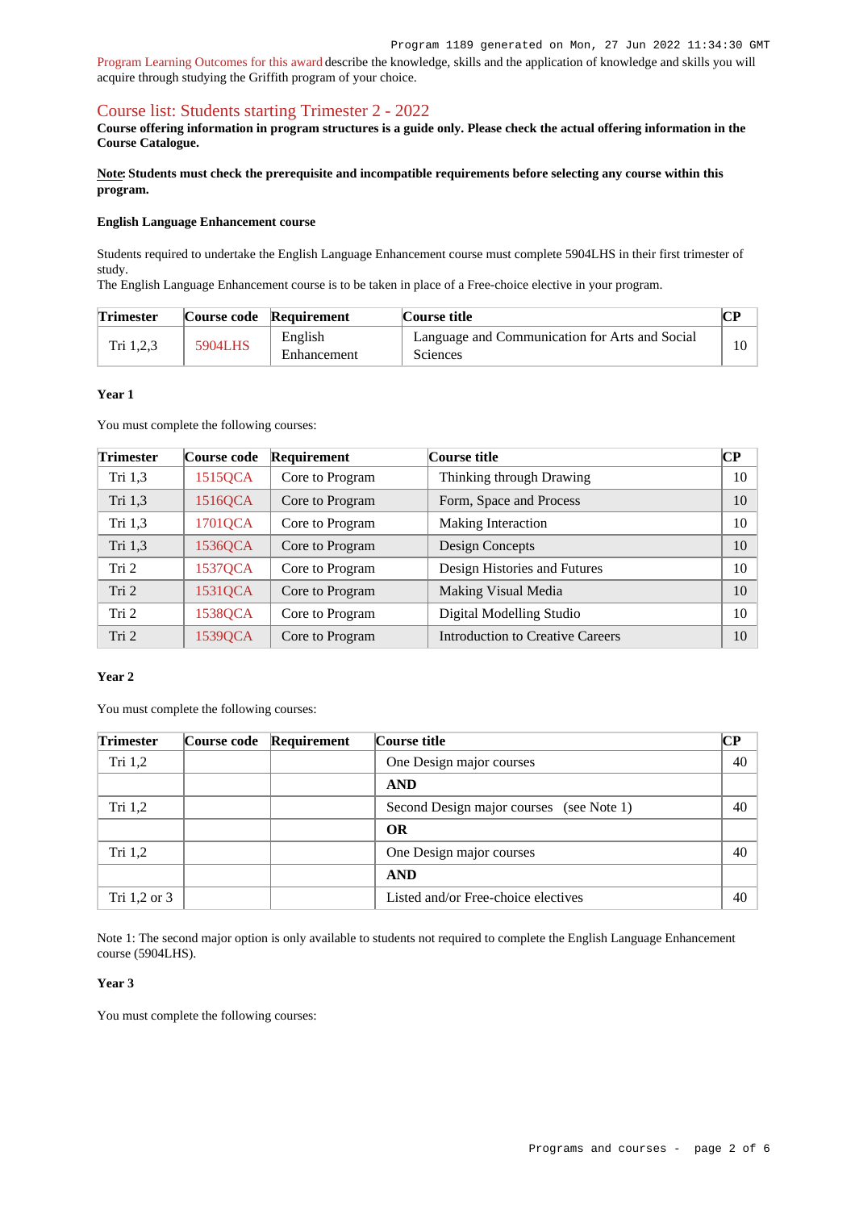[Program Learning Outcomes for this award] describe the knowledge, skills and the application of knowledge and skills you will acquire through studying the Griffith program of your choice.

## Course list: Students starting Trimester 2 - 2022

**Course offering information in program structures is a guide only. Please check the actual offering information in the Course Catalogue.**

**Note: Students must check the prerequisite and incompatible requirements before selecting any course within this program.**

#### English Language Enhancement course

Students required to undertake the English Language Enhancement course must complete 5904LHS in their first trimester of study.
The English Language Enhancement course is to be taken in place of a Free-choice elective in your program.

| Trimester | Course code | Requirement | Course title | CP |
|---|---|---|---|---|
| Tri 1,2,3 | 5904LHS | English Enhancement | Language and Communication for Arts and Social Sciences | 10 |

#### Year 1

You must complete the following courses:

| Trimester | Course code | Requirement | Course title | CP |
|---|---|---|---|---|
| Tri 1,3 | 1515QCA | Core to Program | Thinking through Drawing | 10 |
| Tri 1,3 | 1516QCA | Core to Program | Form, Space and Process | 10 |
| Tri 1,3 | 1701QCA | Core to Program | Making Interaction | 10 |
| Tri 1,3 | 1536QCA | Core to Program | Design Concepts | 10 |
| Tri 2 | 1537QCA | Core to Program | Design Histories and Futures | 10 |
| Tri 2 | 1531QCA | Core to Program | Making Visual Media | 10 |
| Tri 2 | 1538QCA | Core to Program | Digital Modelling Studio | 10 |
| Tri 2 | 1539QCA | Core to Program | Introduction to Creative Careers | 10 |

#### Year 2

You must complete the following courses:

| Trimester | Course code | Requirement | Course title | CP |
|---|---|---|---|---|
| Tri 1,2 | | | One Design major courses | 40 |
| | | | **AND** | |
| Tri 1,2 | | | Second Design major courses (see Note 1) | 40 |
| | | | **OR** | |
| Tri 1,2 | | | One Design major courses | 40 |
| | | | **AND** | |
| Tri 1,2 or 3 | | | Listed and/or Free-choice electives | 40 |

Note 1: The second major option is only available to students not required to complete the English Language Enhancement course (5904LHS).

#### Year 3

You must complete the following courses: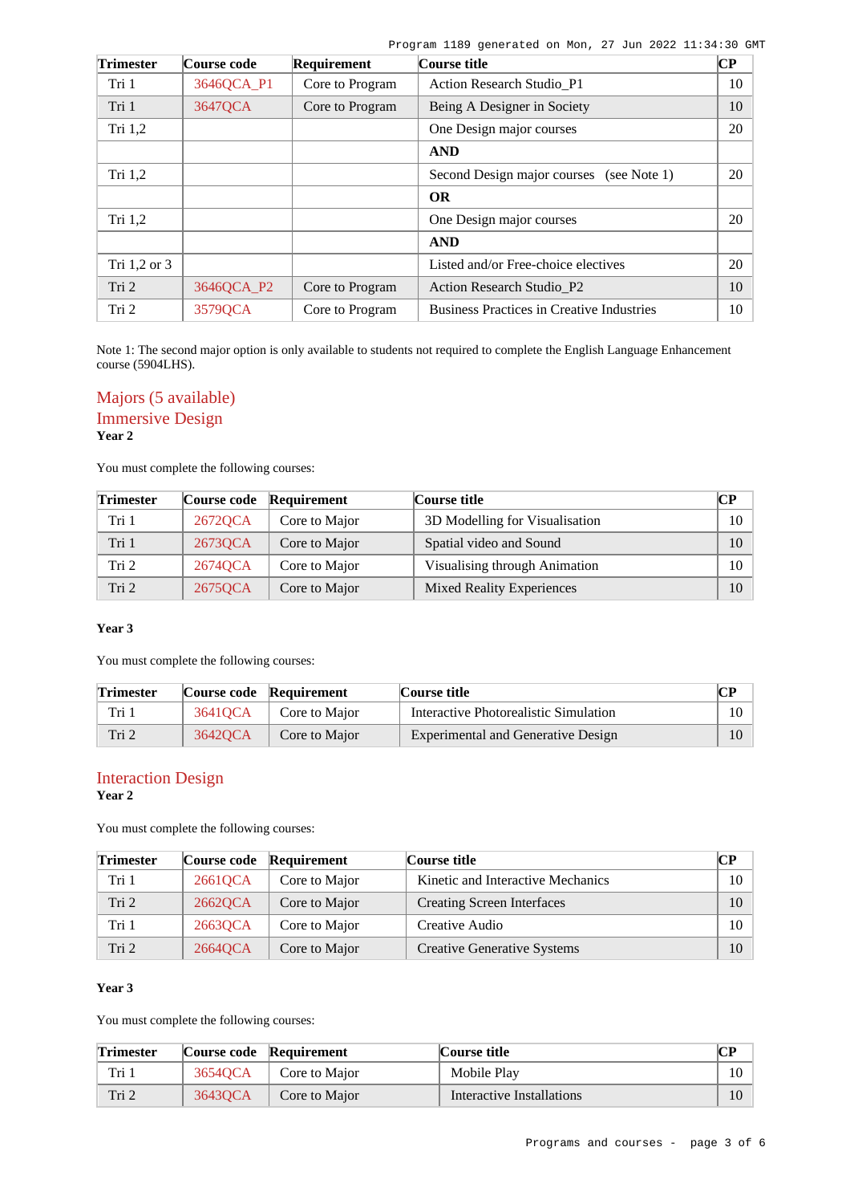| Trimester | Course code | Requirement | Course title | CP |
| --- | --- | --- | --- | --- |
| Tri 1 | 3646QCA_P1 | Core to Program | Action Research Studio_P1 | 10 |
| Tri 1 | 3647QCA | Core to Program | Being A Designer in Society | 10 |
| Tri 1,2 | | | One Design major courses | 20 |
| | | | **AND** | |
| Tri 1,2 | | | Second Design major courses (see Note 1) | 20 |
| | | | **OR** | |
| Tri 1,2 | | | One Design major courses | 20 |
| | | | **AND** | |
| Tri 1,2 or 3 | | | Listed and/or Free-choice electives | 20 |
| Tri 2 | 3646QCA_P2 | Core to Program | Action Research Studio_P2 | 10 |
| Tri 2 | 3579QCA | Core to Program | Business Practices in Creative Industries | 10 |

Note 1: The second major option is only available to students not required to complete the English Language Enhancement course (5904LHS).

## Majors (5 available)

## Immersive Design

**Year 2**

You must complete the following courses:

| Trimester | Course code | Requirement | Course title | CP |
| --- | --- | --- | --- | --- |
| Tri 1 | 2672QCA | Core to Major | 3D Modelling for Visualisation | 10 |
| Tri 1 | 2673QCA | Core to Major | Spatial video and Sound | 10 |
| Tri 2 | 2674QCA | Core to Major | Visualising through Animation | 10 |
| Tri 2 | 2675QCA | Core to Major | Mixed Reality Experiences | 10 |

**Year 3**

You must complete the following courses:

| Trimester | Course code | Requirement | Course title | CP |
| --- | --- | --- | --- | --- |
| Tri 1 | 3641QCA | Core to Major | Interactive Photorealistic Simulation | 10 |
| Tri 2 | 3642QCA | Core to Major | Experimental and Generative Design | 10 |

## Interaction Design

**Year 2**

You must complete the following courses:

| Trimester | Course code | Requirement | Course title | CP |
| --- | --- | --- | --- | --- |
| Tri 1 | 2661QCA | Core to Major | Kinetic and Interactive Mechanics | 10 |
| Tri 2 | 2662QCA | Core to Major | Creating Screen Interfaces | 10 |
| Tri 1 | 2663QCA | Core to Major | Creative Audio | 10 |
| Tri 2 | 2664QCA | Core to Major | Creative Generative Systems | 10 |

**Year 3**

You must complete the following courses:

| Trimester | Course code | Requirement | Course title | CP |
| --- | --- | --- | --- | --- |
| Tri 1 | 3654QCA | Core to Major | Mobile Play | 10 |
| Tri 2 | 3643QCA | Core to Major | Interactive Installations | 10 |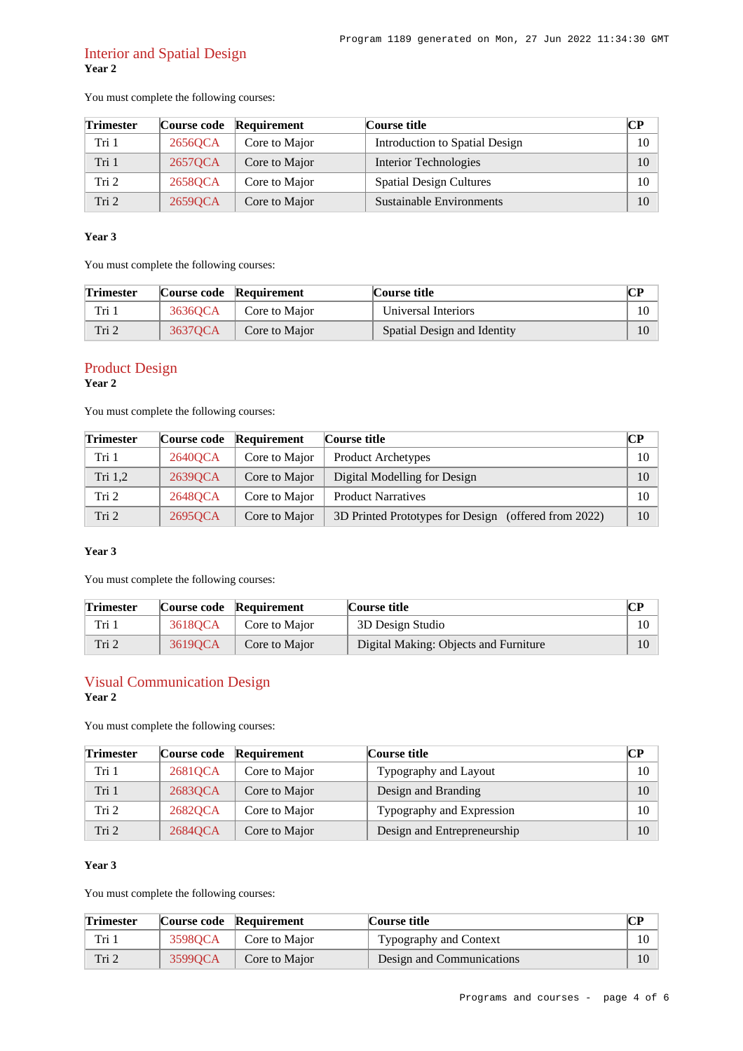## Interior and Spatial Design

**Year 2**

You must complete the following courses:

| Trimester | Course code | Requirement | Course title | CP |
|---|---|---|---|---|
| Tri 1 | 2656QCA | Core to Major | Introduction to Spatial Design | 10 |
| Tri 1 | 2657QCA | Core to Major | Interior Technologies | 10 |
| Tri 2 | 2658QCA | Core to Major | Spatial Design Cultures | 10 |
| Tri 2 | 2659QCA | Core to Major | Sustainable Environments | 10 |

**Year 3**

You must complete the following courses:

| Trimester | Course code | Requirement | Course title | CP |
|---|---|---|---|---|
| Tri 1 | 3636QCA | Core to Major | Universal Interiors | 10 |
| Tri 2 | 3637QCA | Core to Major | Spatial Design and Identity | 10 |

## Product Design

**Year 2**

You must complete the following courses:

| Trimester | Course code | Requirement | Course title | CP |
|---|---|---|---|---|
| Tri 1 | 2640QCA | Core to Major | Product Archetypes | 10 |
| Tri 1,2 | 2639QCA | Core to Major | Digital Modelling for Design | 10 |
| Tri 2 | 2648QCA | Core to Major | Product Narratives | 10 |
| Tri 2 | 2695QCA | Core to Major | 3D Printed Prototypes for Design (offered from 2022) | 10 |

**Year 3**

You must complete the following courses:

| Trimester | Course code | Requirement | Course title | CP |
|---|---|---|---|---|
| Tri 1 | 3618QCA | Core to Major | 3D Design Studio | 10 |
| Tri 2 | 3619QCA | Core to Major | Digital Making: Objects and Furniture | 10 |

## Visual Communication Design

**Year 2**

You must complete the following courses:

| Trimester | Course code | Requirement | Course title | CP |
|---|---|---|---|---|
| Tri 1 | 2681QCA | Core to Major | Typography and Layout | 10 |
| Tri 1 | 2683QCA | Core to Major | Design and Branding | 10 |
| Tri 2 | 2682QCA | Core to Major | Typography and Expression | 10 |
| Tri 2 | 2684QCA | Core to Major | Design and Entrepreneurship | 10 |

**Year 3**

You must complete the following courses:

| Trimester | Course code | Requirement | Course title | CP |
|---|---|---|---|---|
| Tri 1 | 3598QCA | Core to Major | Typography and Context | 10 |
| Tri 2 | 3599QCA | Core to Major | Design and Communications | 10 |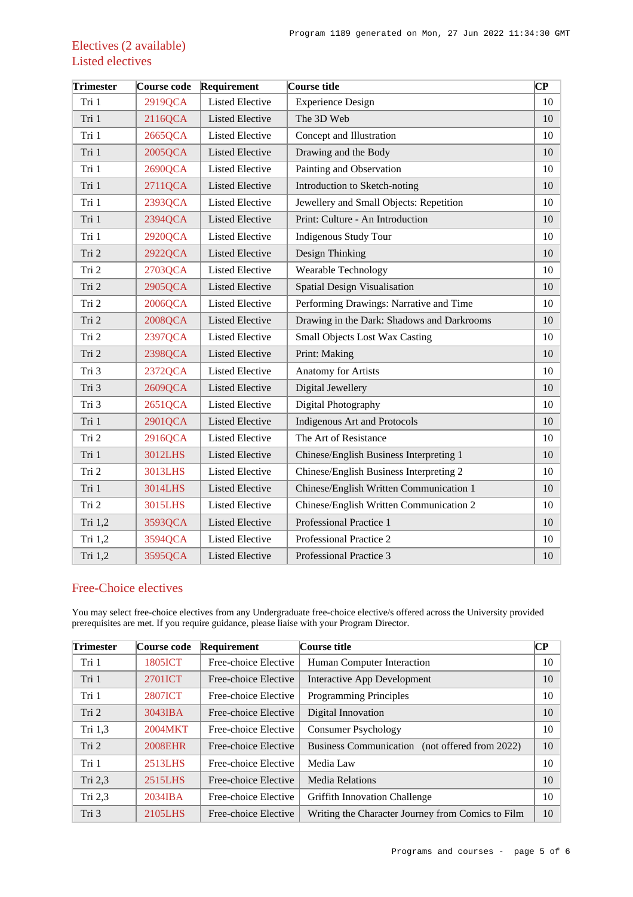## Electives (2 available)

### Listed electives

| Trimester | Course code | Requirement | Course title | CP |
|---|---|---|---|---|
| Tri 1 | 2919QCA | Listed Elective | Experience Design | 10 |
| Tri 1 | 2116QCA | Listed Elective | The 3D Web | 10 |
| Tri 1 | 2665QCA | Listed Elective | Concept and Illustration | 10 |
| Tri 1 | 2005QCA | Listed Elective | Drawing and the Body | 10 |
| Tri 1 | 2690QCA | Listed Elective | Painting and Observation | 10 |
| Tri 1 | 2711QCA | Listed Elective | Introduction to Sketch-noting | 10 |
| Tri 1 | 2393QCA | Listed Elective | Jewellery and Small Objects: Repetition | 10 |
| Tri 1 | 2394QCA | Listed Elective | Print: Culture - An Introduction | 10 |
| Tri 1 | 2920QCA | Listed Elective | Indigenous Study Tour | 10 |
| Tri 2 | 2922QCA | Listed Elective | Design Thinking | 10 |
| Tri 2 | 2703QCA | Listed Elective | Wearable Technology | 10 |
| Tri 2 | 2905QCA | Listed Elective | Spatial Design Visualisation | 10 |
| Tri 2 | 2006QCA | Listed Elective | Performing Drawings: Narrative and Time | 10 |
| Tri 2 | 2008QCA | Listed Elective | Drawing in the Dark: Shadows and Darkrooms | 10 |
| Tri 2 | 2397QCA | Listed Elective | Small Objects Lost Wax Casting | 10 |
| Tri 2 | 2398QCA | Listed Elective | Print: Making | 10 |
| Tri 3 | 2372QCA | Listed Elective | Anatomy for Artists | 10 |
| Tri 3 | 2609QCA | Listed Elective | Digital Jewellery | 10 |
| Tri 3 | 2651QCA | Listed Elective | Digital Photography | 10 |
| Tri 1 | 2901QCA | Listed Elective | Indigenous Art and Protocols | 10 |
| Tri 2 | 2916QCA | Listed Elective | The Art of Resistance | 10 |
| Tri 1 | 3012LHS | Listed Elective | Chinese/English Business Interpreting 1 | 10 |
| Tri 2 | 3013LHS | Listed Elective | Chinese/English Business Interpreting 2 | 10 |
| Tri 1 | 3014LHS | Listed Elective | Chinese/English Written Communication 1 | 10 |
| Tri 2 | 3015LHS | Listed Elective | Chinese/English Written Communication 2 | 10 |
| Tri 1,2 | 3593QCA | Listed Elective | Professional Practice 1 | 10 |
| Tri 1,2 | 3594QCA | Listed Elective | Professional Practice 2 | 10 |
| Tri 1,2 | 3595QCA | Listed Elective | Professional Practice 3 | 10 |

### Free-Choice electives

You may select free-choice electives from any Undergraduate free-choice elective/s offered across the University provided prerequisites are met. If you require guidance, please liaise with your Program Director.

| Trimester | Course code | Requirement | Course title | CP |
|---|---|---|---|---|
| Tri 1 | 1805ICT | Free-choice Elective | Human Computer Interaction | 10 |
| Tri 1 | 2701ICT | Free-choice Elective | Interactive App Development | 10 |
| Tri 1 | 2807ICT | Free-choice Elective | Programming Principles | 10 |
| Tri 2 | 3043IBA | Free-choice Elective | Digital Innovation | 10 |
| Tri 1,3 | 2004MKT | Free-choice Elective | Consumer Psychology | 10 |
| Tri 2 | 2008EHR | Free-choice Elective | Business Communication (not offered from 2022) | 10 |
| Tri 1 | 2513LHS | Free-choice Elective | Media Law | 10 |
| Tri 2,3 | 2515LHS | Free-choice Elective | Media Relations | 10 |
| Tri 2,3 | 2034IBA | Free-choice Elective | Griffith Innovation Challenge | 10 |
| Tri 3 | 2105LHS | Free-choice Elective | Writing the Character Journey from Comics to Film | 10 |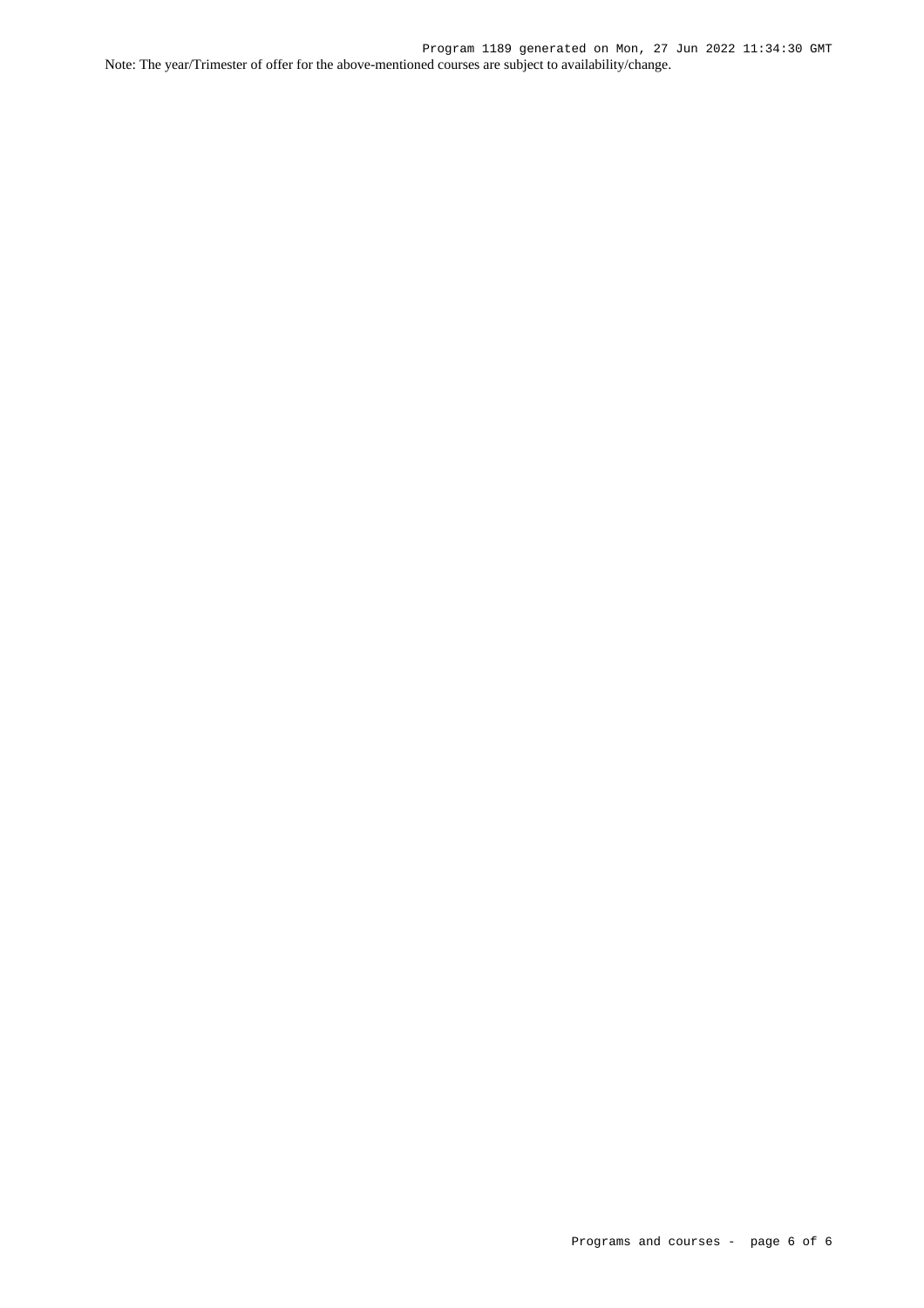Note: The year/Trimester of offer for the above-mentioned courses are subject to availability/change.